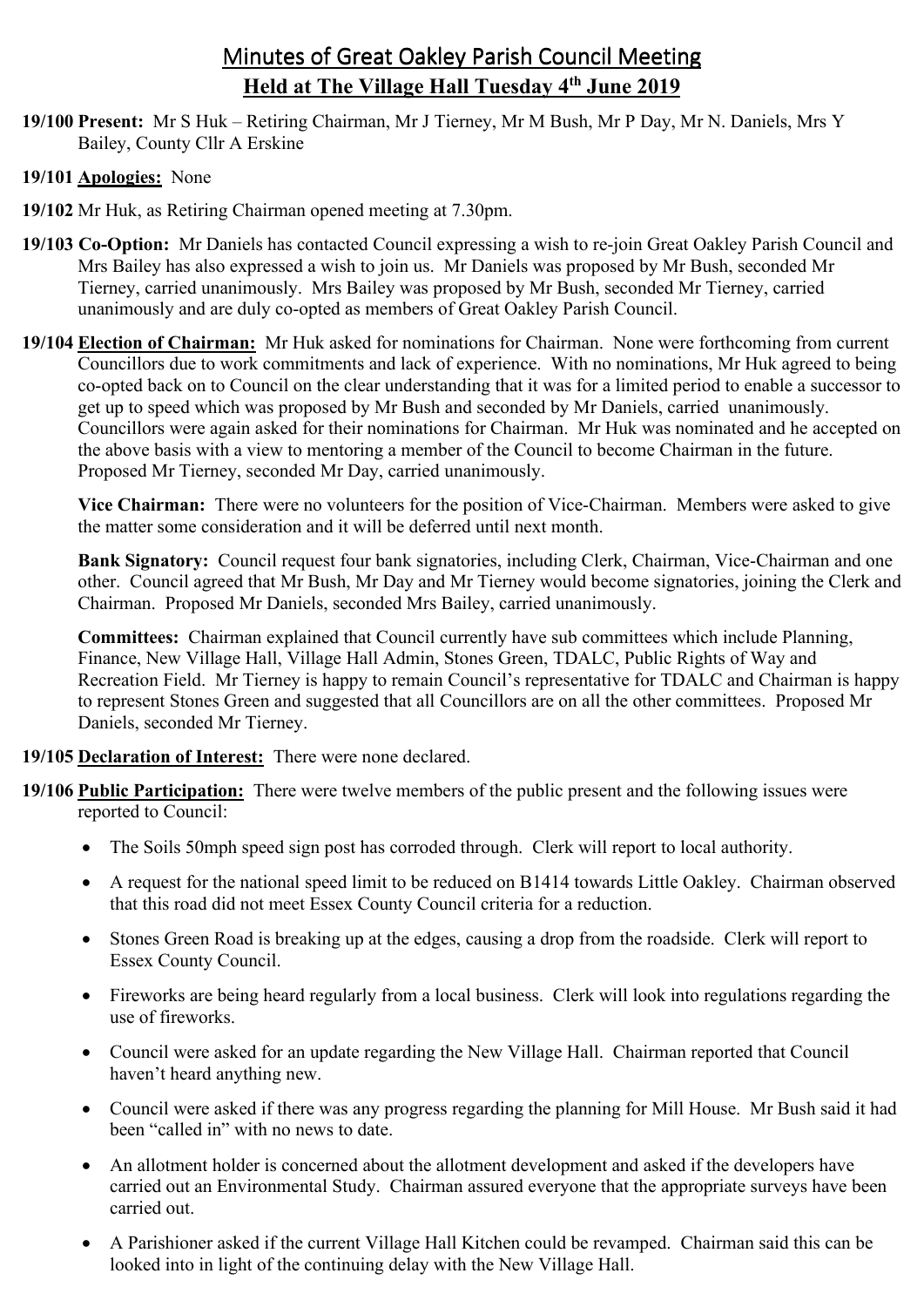# Minutes of Great Oakley Parish Council Meeting

## Held at The Village Hall Tuesday 4th June 2019

**19/100 Present:** Mr S Huk – Retiring Chairman, Mr J Tierney, Mr M Bush, Mr P Day, Mr N. Daniels, Mrs Y Bailey, County Cllr A Erskine

**19/101 Apologies:** None

**19/102** Mr Huk, as Retiring Chairman opened meeting at 7.30pm.

**19/103 Co-Option:** Mr Daniels has contacted Council expressing a wish to re-join Great Oakley Parish Council and Mrs Bailey has also expressed a wish to join us. Mr Daniels was proposed by Mr Bush, seconded Mr Tierney, carried unanimously. Mrs Bailey was proposed by Mr Bush, seconded Mr Tierney, carried unanimously and are duly co-opted as members of Great Oakley Parish Council.

**19/104 Election of Chairman:** Mr Huk asked for nominations for Chairman. None were forthcoming from current Councillors due to work commitments and lack of experience. With no nominations, Mr Huk agreed to being co-opted back on to Council on the clear understanding that it was for a limited period to enable a successor to get up to speed which was proposed by Mr Bush and seconded by Mr Daniels, carried unanimously. Councillors were again asked for their nominations for Chairman. Mr Huk was nominated and he accepted on the above basis with a view to mentoring a member of the Council to become Chairman in the future. Proposed Mr Tierney, seconded Mr Day, carried unanimously.

**Vice Chairman:** There were no volunteers for the position of Vice-Chairman. Members were asked to give the matter some consideration and it will be deferred until next month.

**Bank Signatory:** Council request four bank signatories, including Clerk, Chairman, Vice-Chairman and one other. Council agreed that Mr Bush, Mr Day and Mr Tierney would become signatories, joining the Clerk and Chairman. Proposed Mr Daniels, seconded Mrs Bailey, carried unanimously.

**Committees:** Chairman explained that Council currently have sub committees which include Planning, Finance, New Village Hall, Village Hall Admin, Stones Green, TDALC, Public Rights of Way and Recreation Field. Mr Tierney is happy to remain Council's representative for TDALC and Chairman is happy to represent Stones Green and suggested that all Councillors are on all the other committees. Proposed Mr Daniels, seconded Mr Tierney.

**19/105 Declaration of Interest:** There were none declared.

**19/106 Public Participation:** There were twelve members of the public present and the following issues were reported to Council:

- The Soils 50mph speed sign post has corroded through. Clerk will report to local authority.
- A request for the national speed limit to be reduced on B1414 towards Little Oakley. Chairman observed that this road did not meet Essex County Council criteria for a reduction.
- Stones Green Road is breaking up at the edges, causing a drop from the roadside. Clerk will report to Essex County Council.
- Fireworks are being heard regularly from a local business. Clerk will look into regulations regarding the use of fireworks.
- Council were asked for an update regarding the New Village Hall. Chairman reported that Council haven't heard anything new.
- Council were asked if there was any progress regarding the planning for Mill House. Mr Bush said it had been "called in" with no news to date.
- An allotment holder is concerned about the allotment development and asked if the developers have carried out an Environmental Study. Chairman assured everyone that the appropriate surveys have been carried out.
- A Parishioner asked if the current Village Hall Kitchen could be revamped. Chairman said this can be looked into in light of the continuing delay with the New Village Hall.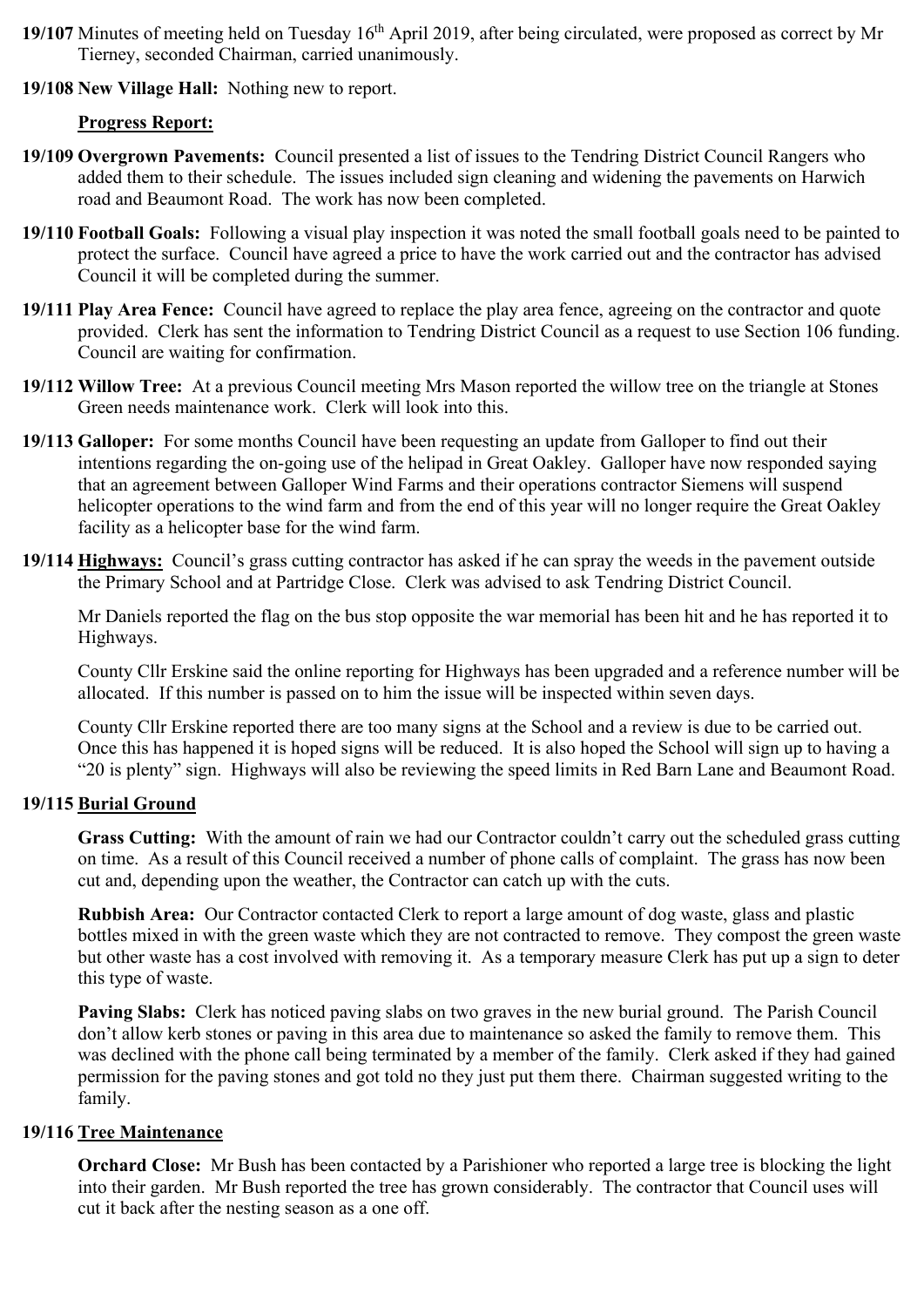**19/107** Minutes of meeting held on Tuesday 16th April 2019, after being circulated, were proposed as correct by Mr Tierney, seconded Chairman, carried unanimously.

**19/108 New Village Hall:** Nothing new to report.

**Progress Report:**

**19/109 Overgrown Pavements:** Council presented a list of issues to the Tendring District Council Rangers who added them to their schedule. The issues included sign cleaning and widening the pavements on Harwich road and Beaumont Road. The work has now been completed.

**19/110 Football Goals:** Following a visual play inspection it was noted the small football goals need to be painted to protect the surface. Council have agreed a price to have the work carried out and the contractor has advised Council it will be completed during the summer.

**19/111 Play Area Fence:** Council have agreed to replace the play area fence, agreeing on the contractor and quote provided. Clerk has sent the information to Tendring District Council as a request to use Section 106 funding. Council are waiting for confirmation.

**19/112 Willow Tree:** At a previous Council meeting Mrs Mason reported the willow tree on the triangle at Stones Green needs maintenance work. Clerk will look into this.

**19/113 Galloper:** For some months Council have been requesting an update from Galloper to find out their intentions regarding the on-going use of the helipad in Great Oakley. Galloper have now responded saying that an agreement between Galloper Wind Farms and their operations contractor Siemens will suspend helicopter operations to the wind farm and from the end of this year will no longer require the Great Oakley facility as a helicopter base for the wind farm.

**19/114 Highways:** Council's grass cutting contractor has asked if he can spray the weeds in the pavement outside the Primary School and at Partridge Close. Clerk was advised to ask Tendring District Council.

Mr Daniels reported the flag on the bus stop opposite the war memorial has been hit and he has reported it to Highways.

County Cllr Erskine said the online reporting for Highways has been upgraded and a reference number will be allocated. If this number is passed on to him the issue will be inspected within seven days.

County Cllr Erskine reported there are too many signs at the School and a review is due to be carried out. Once this has happened it is hoped signs will be reduced. It is also hoped the School will sign up to having a "20 is plenty" sign. Highways will also be reviewing the speed limits in Red Barn Lane and Beaumont Road.

**19/115 Burial Ground**

**Grass Cutting:** With the amount of rain we had our Contractor couldn't carry out the scheduled grass cutting on time. As a result of this Council received a number of phone calls of complaint. The grass has now been cut and, depending upon the weather, the Contractor can catch up with the cuts.

**Rubbish Area:** Our Contractor contacted Clerk to report a large amount of dog waste, glass and plastic bottles mixed in with the green waste which they are not contracted to remove. They compost the green waste but other waste has a cost involved with removing it. As a temporary measure Clerk has put up a sign to deter this type of waste.

**Paving Slabs:** Clerk has noticed paving slabs on two graves in the new burial ground. The Parish Council don't allow kerb stones or paving in this area due to maintenance so asked the family to remove them. This was declined with the phone call being terminated by a member of the family. Clerk asked if they had gained permission for the paving stones and got told no they just put them there. Chairman suggested writing to the family.

**19/116 Tree Maintenance**

**Orchard Close:** Mr Bush has been contacted by a Parishioner who reported a large tree is blocking the light into their garden. Mr Bush reported the tree has grown considerably. The contractor that Council uses will cut it back after the nesting season as a one off.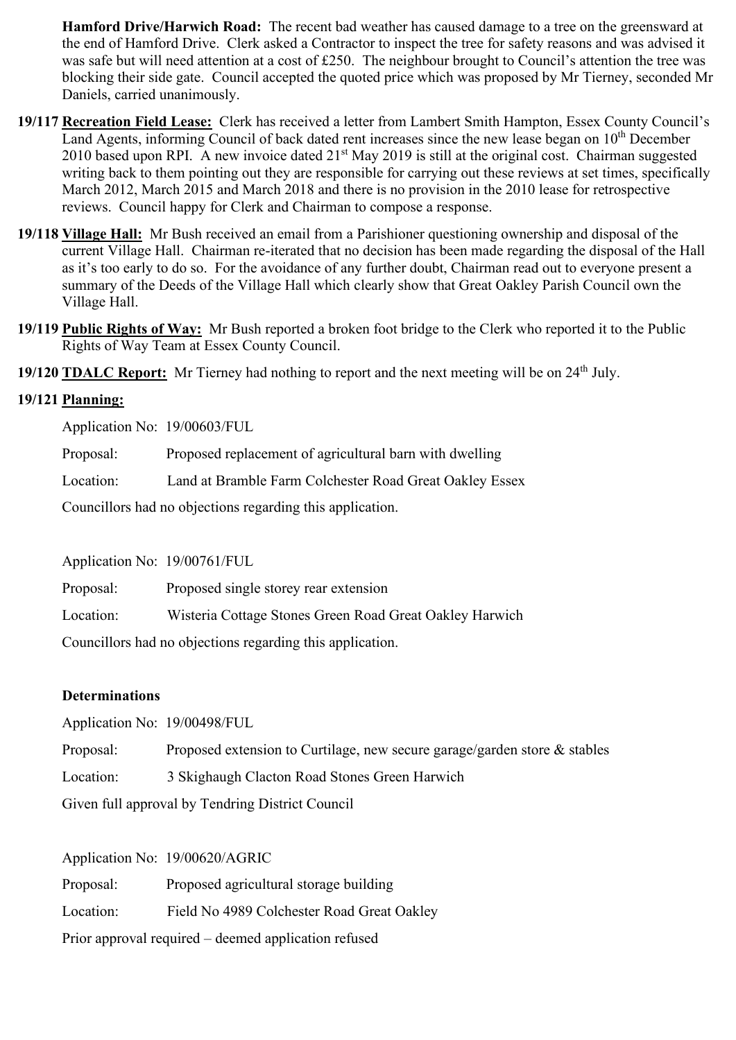**Hamford Drive/Harwich Road:** The recent bad weather has caused damage to a tree on the greensward at the end of Hamford Drive. Clerk asked a Contractor to inspect the tree for safety reasons and was advised it was safe but will need attention at a cost of £250. The neighbour brought to Council's attention the tree was blocking their side gate. Council accepted the quoted price which was proposed by Mr Tierney, seconded Mr Daniels, carried unanimously.

**19/117 Recreation Field Lease:** Clerk has received a letter from Lambert Smith Hampton, Essex County Council's Land Agents, informing Council of back dated rent increases since the new lease began on 10th December 2010 based upon RPI. A new invoice dated 21st May 2019 is still at the original cost. Chairman suggested writing back to them pointing out they are responsible for carrying out these reviews at set times, specifically March 2012, March 2015 and March 2018 and there is no provision in the 2010 lease for retrospective reviews. Council happy for Clerk and Chairman to compose a response.

**19/118 Village Hall:** Mr Bush received an email from a Parishioner questioning ownership and disposal of the current Village Hall. Chairman re-iterated that no decision has been made regarding the disposal of the Hall as it's too early to do so. For the avoidance of any further doubt, Chairman read out to everyone present a summary of the Deeds of the Village Hall which clearly show that Great Oakley Parish Council own the Village Hall.

**19/119 Public Rights of Way:** Mr Bush reported a broken foot bridge to the Clerk who reported it to the Public Rights of Way Team at Essex County Council.

**19/120 TDALC Report:** Mr Tierney had nothing to report and the next meeting will be on 24th July.

**19/121 Planning:**

Application No: 19/00603/FUL

Proposal: Proposed replacement of agricultural barn with dwelling

Location: Land at Bramble Farm Colchester Road Great Oakley Essex

Councillors had no objections regarding this application.

Application No: 19/00761/FUL

Proposal: Proposed single storey rear extension

Location: Wisteria Cottage Stones Green Road Great Oakley Harwich

Councillors had no objections regarding this application.

**Determinations**

Application No: 19/00498/FUL

Proposal: Proposed extension to Curtilage, new secure garage/garden store & stables

Location: 3 Skighaugh Clacton Road Stones Green Harwich

Given full approval by Tendring District Council

Application No: 19/00620/AGRIC

Proposal: Proposed agricultural storage building

Location: Field No 4989 Colchester Road Great Oakley

Prior approval required – deemed application refused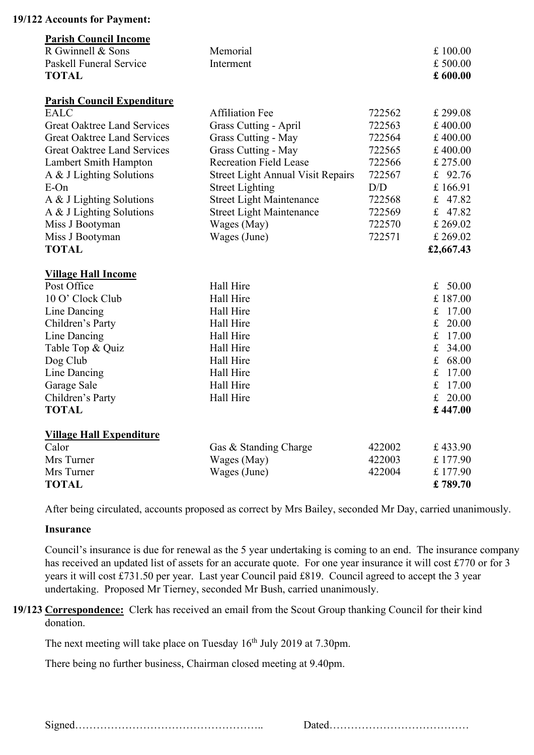**19/122 Accounts for Payment:**

| | | | |
|---|---|---|---|
| **Parish Council Income** | | | |
| R Gwinnell & Sons | Memorial | | £ 100.00 |
| Paskell Funeral Service | Interment | | £ 500.00 |
| **TOTAL** | | | **£ 600.00** |
| | | | |
| **Parish Council Expenditure** | | | |
| EALC | Affiliation Fee | 722562 | £ 299.08 |
| Great Oaktree Land Services | Grass Cutting - April | 722563 | £ 400.00 |
| Great Oaktree Land Services | Grass Cutting - May | 722564 | £ 400.00 |
| Great Oaktree Land Services | Grass Cutting - May | 722565 | £ 400.00 |
| Lambert Smith Hampton | Recreation Field Lease | 722566 | £ 275.00 |
| A & J Lighting Solutions | Street Light Annual Visit Repairs | 722567 | £ 92.76 |
| E-On | Street Lighting | D/D | £ 166.91 |
| A & J Lighting Solutions | Street Light Maintenance | 722568 | £ 47.82 |
| A & J Lighting Solutions | Street Light Maintenance | 722569 | £ 47.82 |
| Miss J Bootyman | Wages (May) | 722570 | £ 269.02 |
| Miss J Bootyman | Wages (June) | 722571 | £ 269.02 |
| **TOTAL** | | | **£2,667.43** |
| | | | |
| **Village Hall Income** | | | |
| Post Office | Hall Hire | | £ 50.00 |
| 10 O' Clock Club | Hall Hire | | £ 187.00 |
| Line Dancing | Hall Hire | | £ 17.00 |
| Children's Party | Hall Hire | | £ 20.00 |
| Line Dancing | Hall Hire | | £ 17.00 |
| Table Top & Quiz | Hall Hire | | £ 34.00 |
| Dog Club | Hall Hire | | £ 68.00 |
| Line Dancing | Hall Hire | | £ 17.00 |
| Garage Sale | Hall Hire | | £ 17.00 |
| Children's Party | Hall Hire | | £ 20.00 |
| **TOTAL** | | | **£ 447.00** |
| | | | |
| **Village Hall Expenditure** | | | |
| Calor | Gas & Standing Charge | 422002 | £ 433.90 |
| Mrs Turner | Wages (May) | 422003 | £ 177.90 |
| Mrs Turner | Wages (June) | 422004 | £ 177.90 |
| **TOTAL** | | | **£ 789.70** |

After being circulated, accounts proposed as correct by Mrs Bailey, seconded Mr Day, carried unanimously.

**Insurance**

Council's insurance is due for renewal as the 5 year undertaking is coming to an end. The insurance company has received an updated list of assets for an accurate quote. For one year insurance it will cost £770 or for 3 years it will cost £731.50 per year. Last year Council paid £819. Council agreed to accept the 3 year undertaking. Proposed Mr Tierney, seconded Mr Bush, carried unanimously.

**19/123** **Correspondence:** Clerk has received an email from the Scout Group thanking Council for their kind donation.

The next meeting will take place on Tuesday 16th July 2019 at 7.30pm.

There being no further business, Chairman closed meeting at 9.40pm.

Signed…………………………………………….. Dated…………………………………